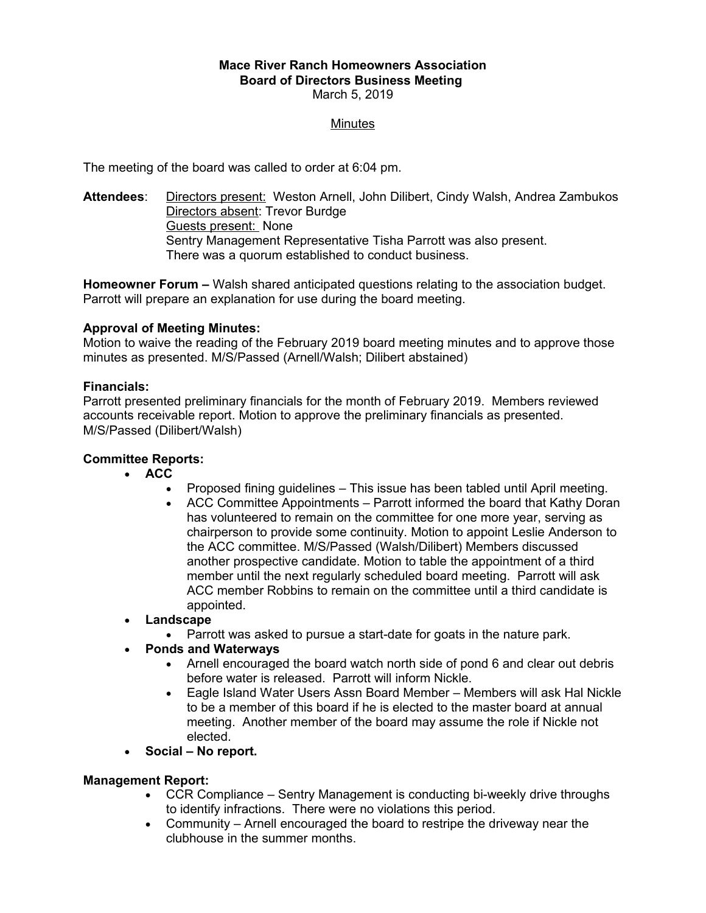**Mace River Ranch Homeowners Association**
**Board of Directors Business Meeting**
March 5, 2019

Minutes

The meeting of the board was called to order at 6:04 pm.

**Attendees**: Directors present: Weston Arnell, John Dilibert, Cindy Walsh, Andrea Zambukos
Directors absent: Trevor Burdge
Guests present: None
Sentry Management Representative Tisha Parrott was also present.
There was a quorum established to conduct business.

**Homeowner Forum –** Walsh shared anticipated questions relating to the association budget. Parrott will prepare an explanation for use during the board meeting.

**Approval of Meeting Minutes:**
Motion to waive the reading of the February 2019 board meeting minutes and to approve those minutes as presented. M/S/Passed (Arnell/Walsh; Dilibert abstained)

**Financials:**
Parrott presented preliminary financials for the month of February 2019. Members reviewed accounts receivable report. Motion to approve the preliminary financials as presented. M/S/Passed (Dilibert/Walsh)

**Committee Reports:**

- **ACC**
  - Proposed fining guidelines – This issue has been tabled until April meeting.
  - ACC Committee Appointments – Parrott informed the board that Kathy Doran has volunteered to remain on the committee for one more year, serving as chairperson to provide some continuity. Motion to appoint Leslie Anderson to the ACC committee. M/S/Passed (Walsh/Dilibert) Members discussed another prospective candidate. Motion to table the appointment of a third member until the next regularly scheduled board meeting. Parrott will ask ACC member Robbins to remain on the committee until a third candidate is appointed.
- **Landscape**
  - Parrott was asked to pursue a start-date for goats in the nature park.
- **Ponds and Waterways**
  - Arnell encouraged the board watch north side of pond 6 and clear out debris before water is released. Parrott will inform Nickle.
  - Eagle Island Water Users Assn Board Member – Members will ask Hal Nickle to be a member of this board if he is elected to the master board at annual meeting. Another member of the board may assume the role if Nickle not elected.
- **Social – No report.**

**Management Report:**

- CCR Compliance – Sentry Management is conducting bi-weekly drive throughs to identify infractions. There were no violations this period.
- Community – Arnell encouraged the board to restripe the driveway near the clubhouse in the summer months.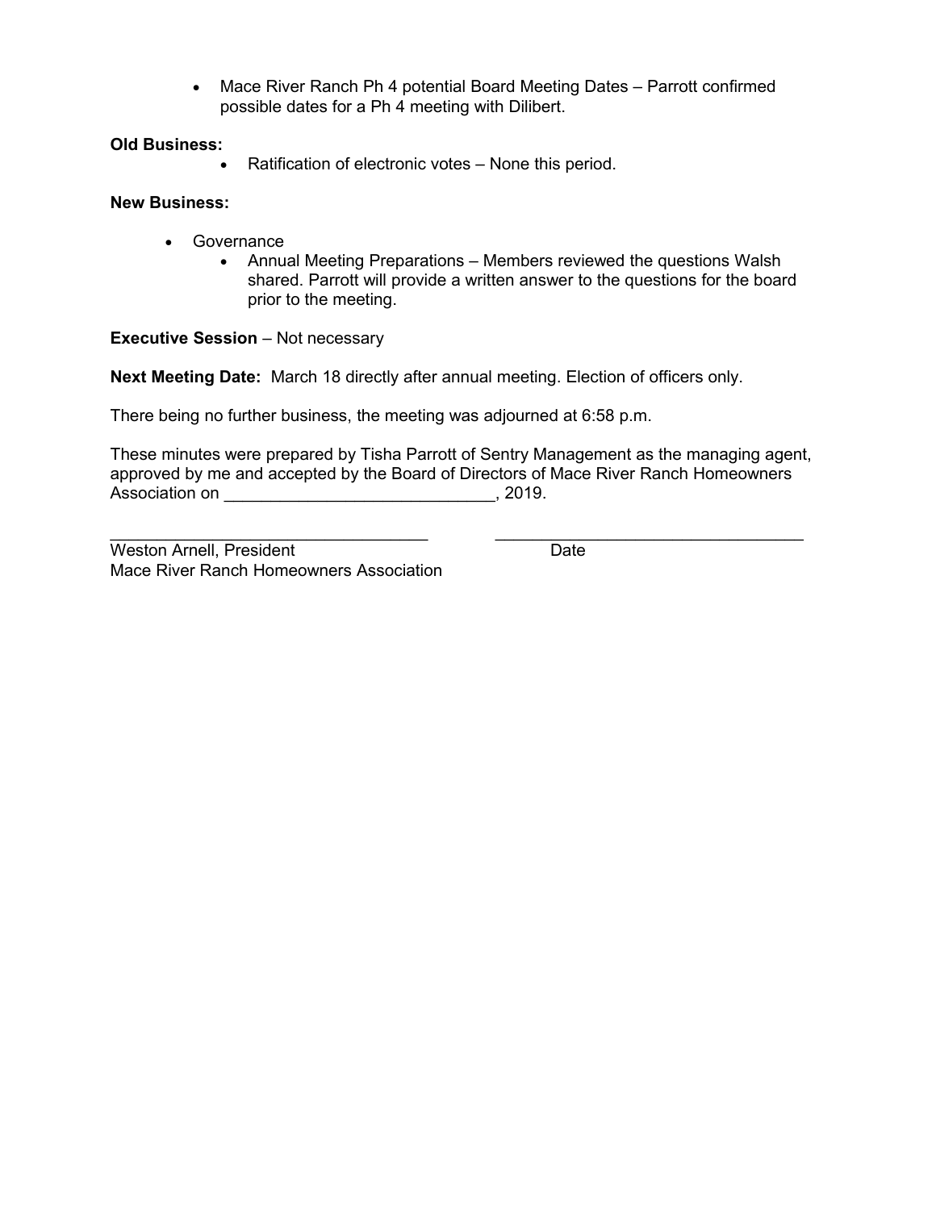- Mace River Ranch Ph 4 potential Board Meeting Dates – Parrott confirmed possible dates for a Ph 4 meeting with Dilibert.

**Old Business:**

- Ratification of electronic votes – None this period.

**New Business:**

- Governance
  - Annual Meeting Preparations – Members reviewed the questions Walsh shared. Parrott will provide a written answer to the questions for the board prior to the meeting.

**Executive Session** – Not necessary

**Next Meeting Date:** March 18 directly after annual meeting. Election of officers only.

There being no further business, the meeting was adjourned at 6:58 p.m.

These minutes were prepared by Tisha Parrott of Sentry Management as the managing agent, approved by me and accepted by the Board of Directors of Mace River Ranch Homeowners Association on ____________________________, 2019.

___________________________________ ___________________________________

Weston Arnell, President Date

Mace River Ranch Homeowners Association